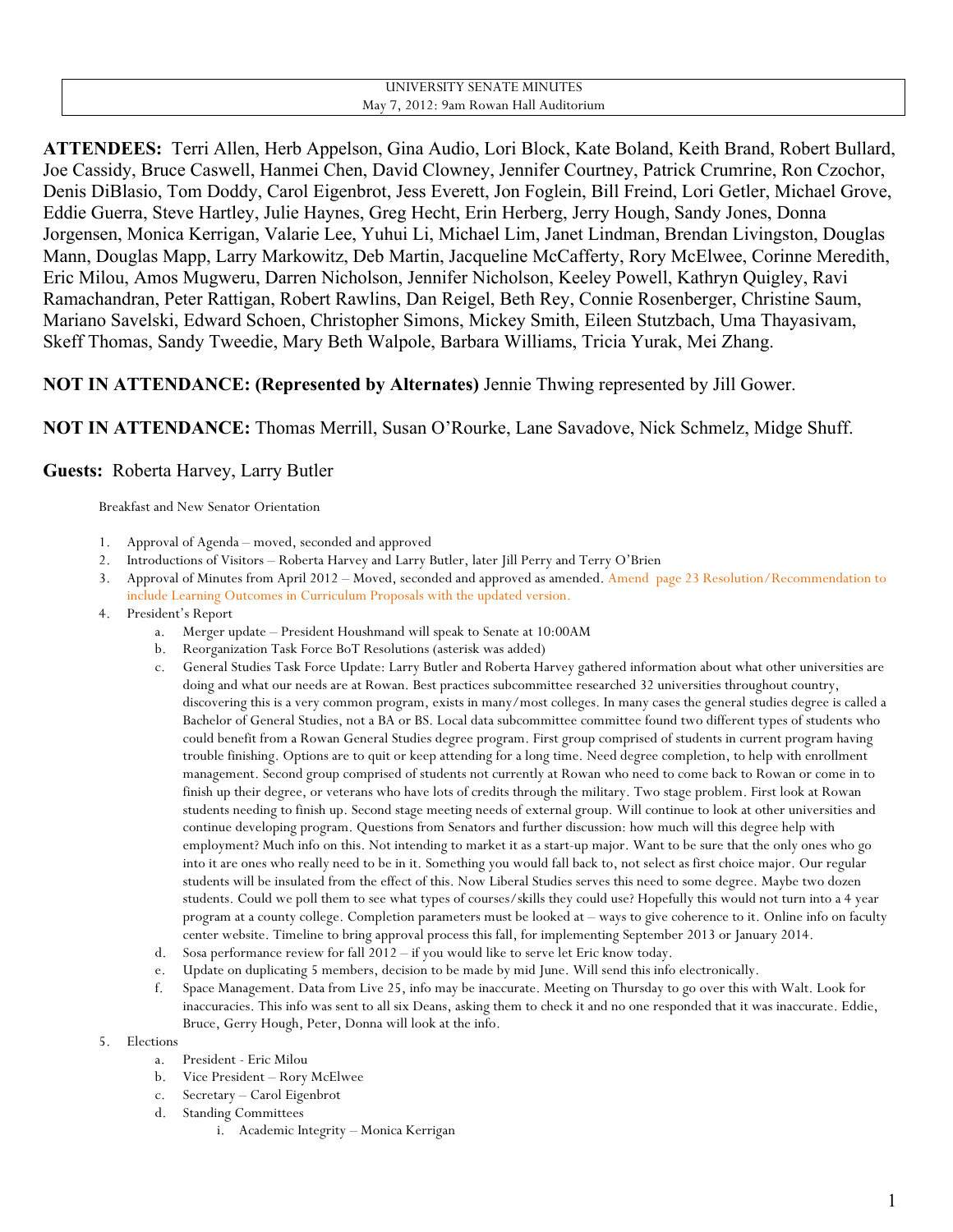UNIVERSITY SENATE MINUTES
May 7, 2012: 9am Rowan Hall Auditorium

**ATTENDEES:** Terri Allen, Herb Appelson, Gina Audio, Lori Block, Kate Boland, Keith Brand, Robert Bullard, Joe Cassidy, Bruce Caswell, Hanmei Chen, David Clowney, Jennifer Courtney, Patrick Crumrine, Ron Czochor, Denis DiBlasio, Tom Doddy, Carol Eigenbrot, Jess Everett, Jon Foglein, Bill Freind, Lori Getler, Michael Grove, Eddie Guerra, Steve Hartley, Julie Haynes, Greg Hecht, Erin Herberg, Jerry Hough, Sandy Jones, Donna Jorgensen, Monica Kerrigan, Valarie Lee, Yuhui Li, Michael Lim, Janet Lindman, Brendan Livingston, Douglas Mann, Douglas Mapp, Larry Markowitz, Deb Martin, Jacqueline McCafferty, Rory McElwee, Corinne Meredith, Eric Milou, Amos Mugweru, Darren Nicholson, Jennifer Nicholson, Keeley Powell, Kathryn Quigley, Ravi Ramachandran, Peter Rattigan, Robert Rawlins, Dan Reigel, Beth Rey, Connie Rosenberger, Christine Saum, Mariano Savelski, Edward Schoen, Christopher Simons, Mickey Smith, Eileen Stutzbach, Uma Thayasivam, Skeff Thomas, Sandy Tweedie, Mary Beth Walpole, Barbara Williams, Tricia Yurak, Mei Zhang.

**NOT IN ATTENDANCE: (Represented by Alternates)** Jennie Thwing represented by Jill Gower.

**NOT IN ATTENDANCE:** Thomas Merrill, Susan O'Rourke, Lane Savadove, Nick Schmelz, Midge Shuff.

**Guests:** Roberta Harvey, Larry Butler

Breakfast and New Senator Orientation

1. Approval of Agenda – moved, seconded and approved
2. Introductions of Visitors – Roberta Harvey and Larry Butler, later Jill Perry and Terry O'Brien
3. Approval of Minutes from April 2012 – Moved, seconded and approved as amended. Amend page 23 Resolution/Recommendation to include Learning Outcomes in Curriculum Proposals with the updated version.
4. President's Report
   a. Merger update – President Houshmand will speak to Senate at 10:00AM
   b. Reorganization Task Force BoT Resolutions (asterisk was added)
   c. General Studies Task Force Update: Larry Butler and Roberta Harvey gathered information about what other universities are doing and what our needs are at Rowan. Best practices subcommittee researched 32 universities throughout country, discovering this is a very common program, exists in many/most colleges. In many cases the general studies degree is called a Bachelor of General Studies, not a BA or BS. Local data subcommittee committee found two different types of students who could benefit from a Rowan General Studies degree program. First group comprised of students in current program having trouble finishing. Options are to quit or keep attending for a long time. Need degree completion, to help with enrollment management. Second group comprised of students not currently at Rowan who need to come back to Rowan or come in to finish up their degree, or veterans who have lots of credits through the military. Two stage problem. First look at Rowan students needing to finish up. Second stage meeting needs of external group. Will continue to look at other universities and continue developing program. Questions from Senators and further discussion: how much will this degree help with employment? Much info on this. Not intending to market it as a start-up major. Want to be sure that the only ones who go into it are ones who really need to be in it. Something you would fall back to, not select as first choice major. Our regular students will be insulated from the effect of this. Now Liberal Studies serves this need to some degree. Maybe two dozen students. Could we poll them to see what types of courses/skills they could use? Hopefully this would not turn into a 4 year program at a county college. Completion parameters must be looked at – ways to give coherence to it. Online info on faculty center website. Timeline to bring approval process this fall, for implementing September 2013 or January 2014.
   d. Sosa performance review for fall 2012 – if you would like to serve let Eric know today.
   e. Update on duplicating 5 members, decision to be made by mid June. Will send this info electronically.
   f. Space Management. Data from Live 25, info may be inaccurate. Meeting on Thursday to go over this with Walt. Look for inaccuracies. This info was sent to all six Deans, asking them to check it and no one responded that it was inaccurate. Eddie, Bruce, Gerry Hough, Peter, Donna will look at the info.
5. Elections
   a. President - Eric Milou
   b. Vice President – Rory McElwee
   c. Secretary – Carol Eigenbrot
   d. Standing Committees
      i. Academic Integrity – Monica Kerrigan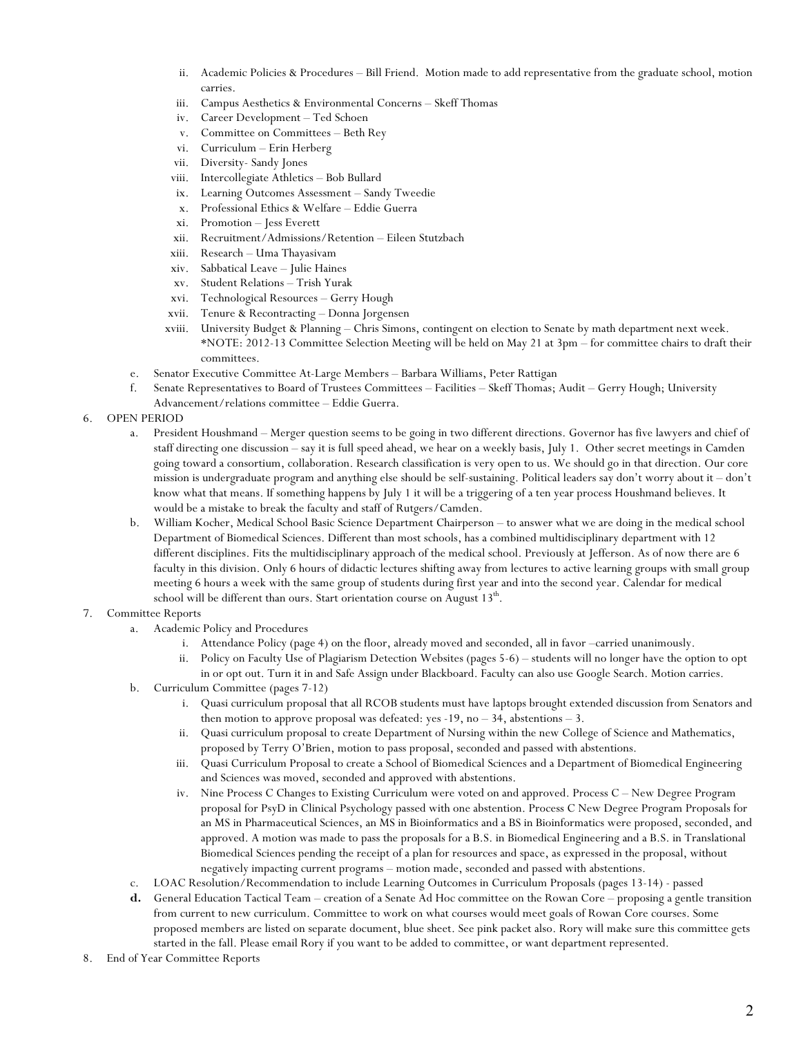ii. Academic Policies & Procedures – Bill Friend. Motion made to add representative from the graduate school, motion carries.
iii. Campus Aesthetics & Environmental Concerns – Skeff Thomas
iv. Career Development – Ted Schoen
v. Committee on Committees – Beth Rey
vi. Curriculum – Erin Herberg
vii. Diversity- Sandy Jones
viii. Intercollegiate Athletics – Bob Bullard
ix. Learning Outcomes Assessment – Sandy Tweedie
x. Professional Ethics & Welfare – Eddie Guerra
xi. Promotion – Jess Everett
xii. Recruitment/Admissions/Retention – Eileen Stutzbach
xiii. Research – Uma Thayasivam
xiv. Sabbatical Leave – Julie Haines
xv. Student Relations – Trish Yurak
xvi. Technological Resources – Gerry Hough
xvii. Tenure & Recontracting – Donna Jorgensen
xviii. University Budget & Planning – Chris Simons, contingent on election to Senate by math department next week. *NOTE: 2012-13 Committee Selection Meeting will be held on May 21 at 3pm – for committee chairs to draft their committees.

e. Senator Executive Committee At-Large Members – Barbara Williams, Peter Rattigan

f. Senate Representatives to Board of Trustees Committees – Facilities – Skeff Thomas; Audit – Gerry Hough; University Advancement/relations committee – Eddie Guerra.

6. OPEN PERIOD
   a. President Houshmand – Merger question seems to be going in two different directions. Governor has five lawyers and chief of staff directing one discussion – say it is full speed ahead, we hear on a weekly basis, July 1. Other secret meetings in Camden going toward a consortium, collaboration. Research classification is very open to us. We should go in that direction. Our core mission is undergraduate program and anything else should be self-sustaining. Political leaders say don't worry about it – don't know what that means. If something happens by July 1 it will be a triggering of a ten year process Houshmand believes. It would be a mistake to break the faculty and staff of Rutgers/Camden.
   b. William Kocher, Medical School Basic Science Department Chairperson – to answer what we are doing in the medical school Department of Biomedical Sciences. Different than most schools, has a combined multidisciplinary department with 12 different disciplines. Fits the multidisciplinary approach of the medical school. Previously at Jefferson. As of now there are 6 faculty in this division. Only 6 hours of didactic lectures shifting away from lectures to active learning groups with small group meeting 6 hours a week with the same group of students during first year and into the second year. Calendar for medical school will be different than ours. Start orientation course on August 13th.

7. Committee Reports
   a. Academic Policy and Procedures
      i. Attendance Policy (page 4) on the floor, already moved and seconded, all in favor –carried unanimously.
      ii. Policy on Faculty Use of Plagiarism Detection Websites (pages 5-6) – students will no longer have the option to opt in or opt out. Turn it in and Safe Assign under Blackboard. Faculty can also use Google Search. Motion carries.
   b. Curriculum Committee (pages 7-12)
      i. Quasi curriculum proposal that all RCOB students must have laptops brought extended discussion from Senators and then motion to approve proposal was defeated: yes -19, no – 34, abstentions – 3.
      ii. Quasi curriculum proposal to create Department of Nursing within the new College of Science and Mathematics, proposed by Terry O'Brien, motion to pass proposal, seconded and passed with abstentions.
      iii. Quasi Curriculum Proposal to create a School of Biomedical Sciences and a Department of Biomedical Engineering and Sciences was moved, seconded and approved with abstentions.
      iv. Nine Process C Changes to Existing Curriculum were voted on and approved. Process C – New Degree Program proposal for PsyD in Clinical Psychology passed with one abstention. Process C New Degree Program Proposals for an MS in Pharmaceutical Sciences, an MS in Bioinformatics and a BS in Bioinformatics were proposed, seconded, and approved. A motion was made to pass the proposals for a B.S. in Biomedical Engineering and a B.S. in Translational Biomedical Sciences pending the receipt of a plan for resources and space, as expressed in the proposal, without negatively impacting current programs – motion made, seconded and passed with abstentions.
   c. LOAC Resolution/Recommendation to include Learning Outcomes in Curriculum Proposals (pages 13-14) - passed
   **d.** General Education Tactical Team – creation of a Senate Ad Hoc committee on the Rowan Core – proposing a gentle transition from current to new curriculum. Committee to work on what courses would meet goals of Rowan Core courses. Some proposed members are listed on separate document, blue sheet. See pink packet also. Rory will make sure this committee gets started in the fall. Please email Rory if you want to be added to committee, or want department represented.

8. End of Year Committee Reports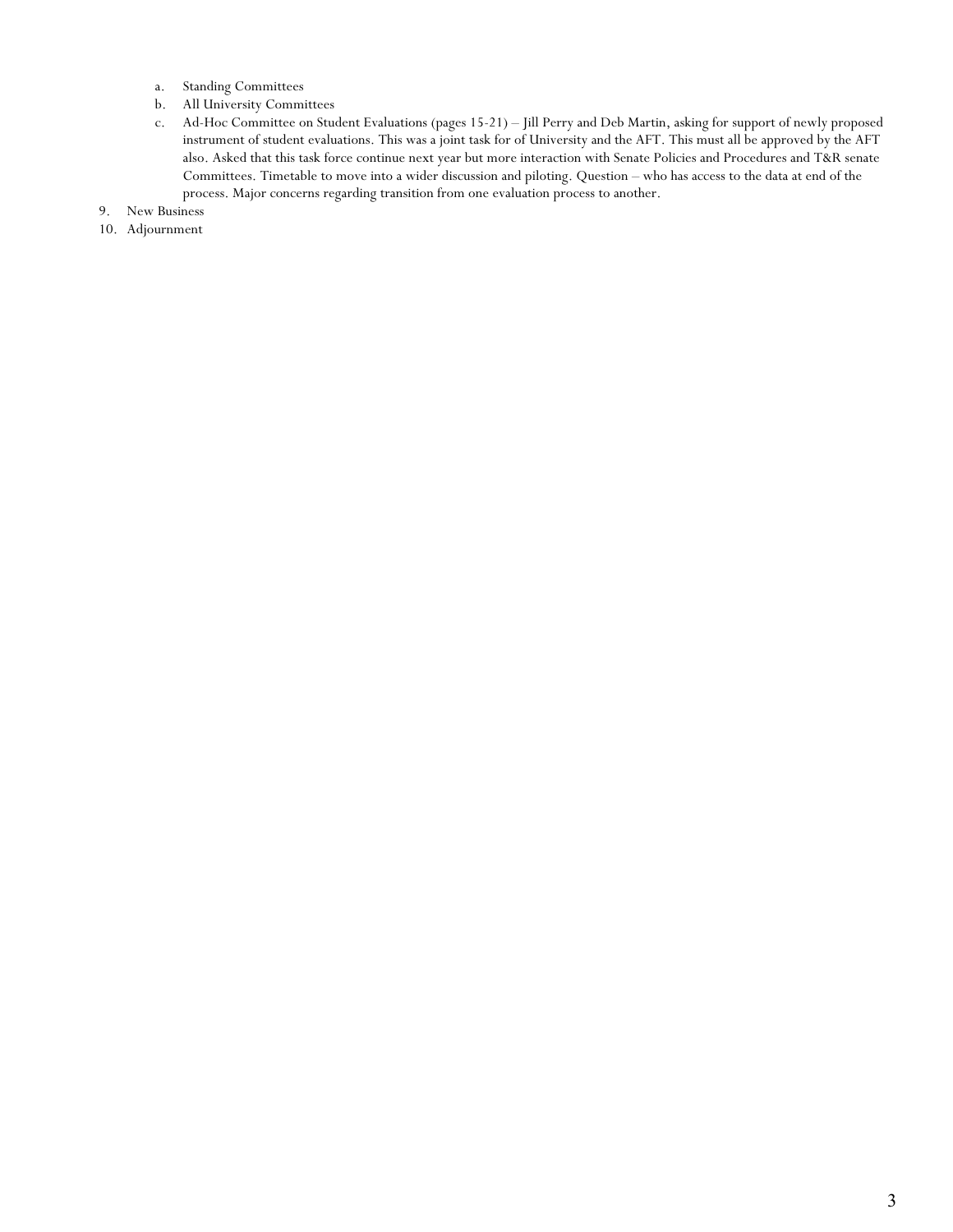a. Standing Committees
   b. All University Committees
   c. Ad-Hoc Committee on Student Evaluations (pages 15-21) – Jill Perry and Deb Martin, asking for support of newly proposed instrument of student evaluations. This was a joint task for of University and the AFT. This must all be approved by the AFT also. Asked that this task force continue next year but more interaction with Senate Policies and Procedures and T&R senate Committees. Timetable to move into a wider discussion and piloting. Question – who has access to the data at end of the process. Major concerns regarding transition from one evaluation process to another.

9. New Business
10. Adjournment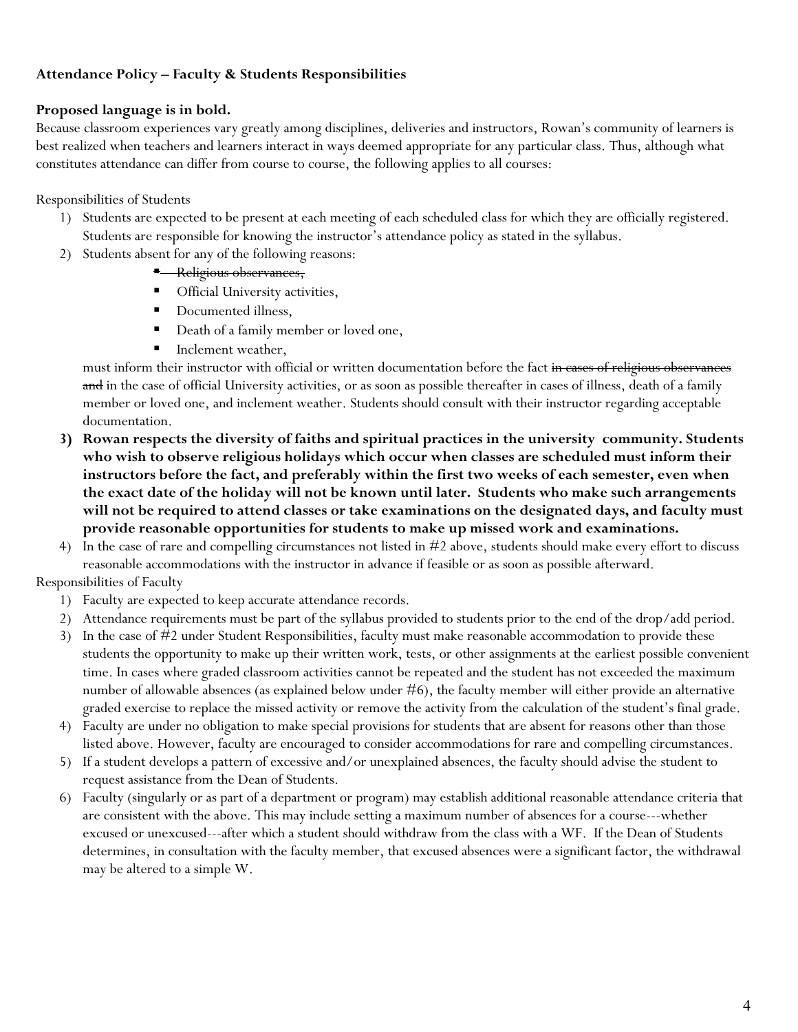**Attendance Policy – Faculty & Students Responsibilities**

**Proposed language is in bold.**

Because classroom experiences vary greatly among disciplines, deliveries and instructors, Rowan's community of learners is best realized when teachers and learners interact in ways deemed appropriate for any particular class. Thus, although what constitutes attendance can differ from course to course, the following applies to all courses:

Responsibilities of Students

1) Students are expected to be present at each meeting of each scheduled class for which they are officially registered. Students are responsible for knowing the instructor's attendance policy as stated in the syllabus.
2) Students absent for any of the following reasons:
   - ~~Religious observances,~~
   - Official University activities,
   - Documented illness,
   - Death of a family member or loved one,
   - Inclement weather,

   must inform their instructor with official or written documentation before the fact ~~in cases of religious observances and~~ in the case of official University activities, or as soon as possible thereafter in cases of illness, death of a family member or loved one, and inclement weather. Students should consult with their instructor regarding acceptable documentation.
3) **Rowan respects the diversity of faiths and spiritual practices in the university community. Students who wish to observe religious holidays which occur when classes are scheduled must inform their instructors before the fact, and preferably within the first two weeks of each semester, even when the exact date of the holiday will not be known until later. Students who make such arrangements will not be required to attend classes or take examinations on the designated days, and faculty must provide reasonable opportunities for students to make up missed work and examinations.**
4) In the case of rare and compelling circumstances not listed in #2 above, students should make every effort to discuss reasonable accommodations with the instructor in advance if feasible or as soon as possible afterward.

Responsibilities of Faculty

1) Faculty are expected to keep accurate attendance records.
2) Attendance requirements must be part of the syllabus provided to students prior to the end of the drop/add period.
3) In the case of #2 under Student Responsibilities, faculty must make reasonable accommodation to provide these students the opportunity to make up their written work, tests, or other assignments at the earliest possible convenient time. In cases where graded classroom activities cannot be repeated and the student has not exceeded the maximum number of allowable absences (as explained below under #6), the faculty member will either provide an alternative graded exercise to replace the missed activity or remove the activity from the calculation of the student's final grade.
4) Faculty are under no obligation to make special provisions for students that are absent for reasons other than those listed above. However, faculty are encouraged to consider accommodations for rare and compelling circumstances.
5) If a student develops a pattern of excessive and/or unexplained absences, the faculty should advise the student to request assistance from the Dean of Students.
6) Faculty (singularly or as part of a department or program) may establish additional reasonable attendance criteria that are consistent with the above. This may include setting a maximum number of absences for a course---whether excused or unexcused---after which a student should withdraw from the class with a WF. If the Dean of Students determines, in consultation with the faculty member, that excused absences were a significant factor, the withdrawal may be altered to a simple W.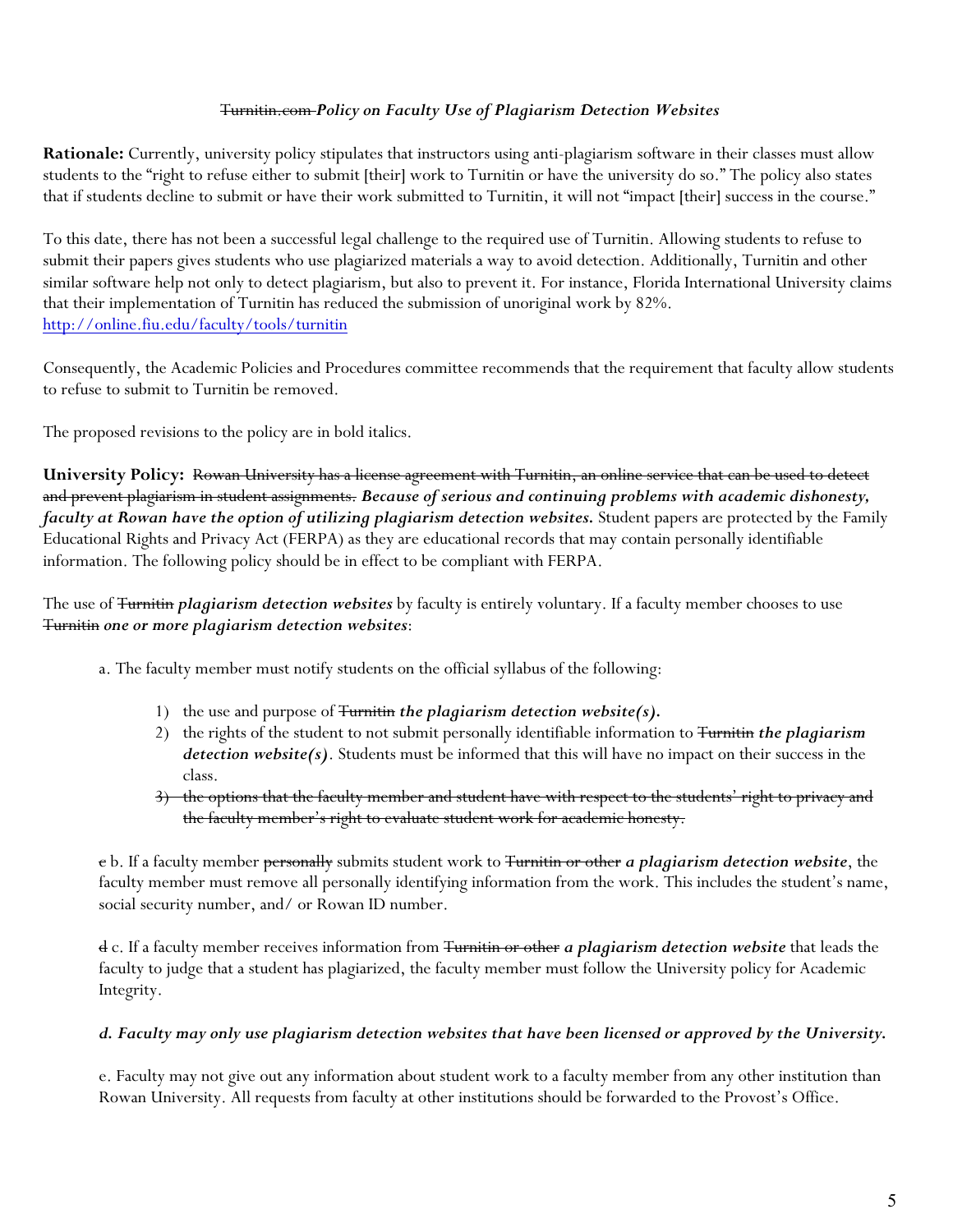~~Turnitin.com~~ ***Policy on Faculty Use of Plagiarism Detection Websites***

**Rationale:** Currently, university policy stipulates that instructors using anti-plagiarism software in their classes must allow students to the "right to refuse either to submit [their] work to Turnitin or have the university do so." The policy also states that if students decline to submit or have their work submitted to Turnitin, it will not "impact [their] success in the course."

To this date, there has not been a successful legal challenge to the required use of Turnitin. Allowing students to refuse to submit their papers gives students who use plagiarized materials a way to avoid detection. Additionally, Turnitin and other similar software help not only to detect plagiarism, but also to prevent it. For instance, Florida International University claims that their implementation of Turnitin has reduced the submission of unoriginal work by 82%.
http://online.fiu.edu/faculty/tools/turnitin

Consequently, the Academic Policies and Procedures committee recommends that the requirement that faculty allow students to refuse to submit to Turnitin be removed.

The proposed revisions to the policy are in bold italics.

**University Policy:** ~~Rowan University has a license agreement with Turnitin, an online service that can be used to detect and prevent plagiarism in student assignments.~~ ***Because of serious and continuing problems with academic dishonesty, faculty at Rowan have the option of utilizing plagiarism detection websites.*** Student papers are protected by the Family Educational Rights and Privacy Act (FERPA) as they are educational records that may contain personally identifiable information. The following policy should be in effect to be compliant with FERPA.

The use of ~~Turnitin~~ ***plagiarism detection websites*** by faculty is entirely voluntary. If a faculty member chooses to use ~~Turnitin~~ ***one or more plagiarism detection websites***:

a. The faculty member must notify students on the official syllabus of the following:

1) the use and purpose of ~~Turnitin~~ ***the plagiarism detection website(s).***
2) the rights of the student to not submit personally identifiable information to ~~Turnitin~~ ***the plagiarism detection website(s)***. Students must be informed that this will have no impact on their success in the class.
3) ~~the options that the faculty member and student have with respect to the students' right to privacy and the faculty member's right to evaluate student work for academic honesty.~~

~~c~~ b. If a faculty member ~~personally~~ submits student work to ~~Turnitin or other~~ ***a plagiarism detection website***, the faculty member must remove all personally identifying information from the work. This includes the student's name, social security number, and/ or Rowan ID number.

~~d~~ c. If a faculty member receives information from ~~Turnitin or other~~ ***a plagiarism detection website*** that leads the faculty to judge that a student has plagiarized, the faculty member must follow the University policy for Academic Integrity.

***d. Faculty may only use plagiarism detection websites that have been licensed or approved by the University.***

e. Faculty may not give out any information about student work to a faculty member from any other institution than Rowan University. All requests from faculty at other institutions should be forwarded to the Provost's Office.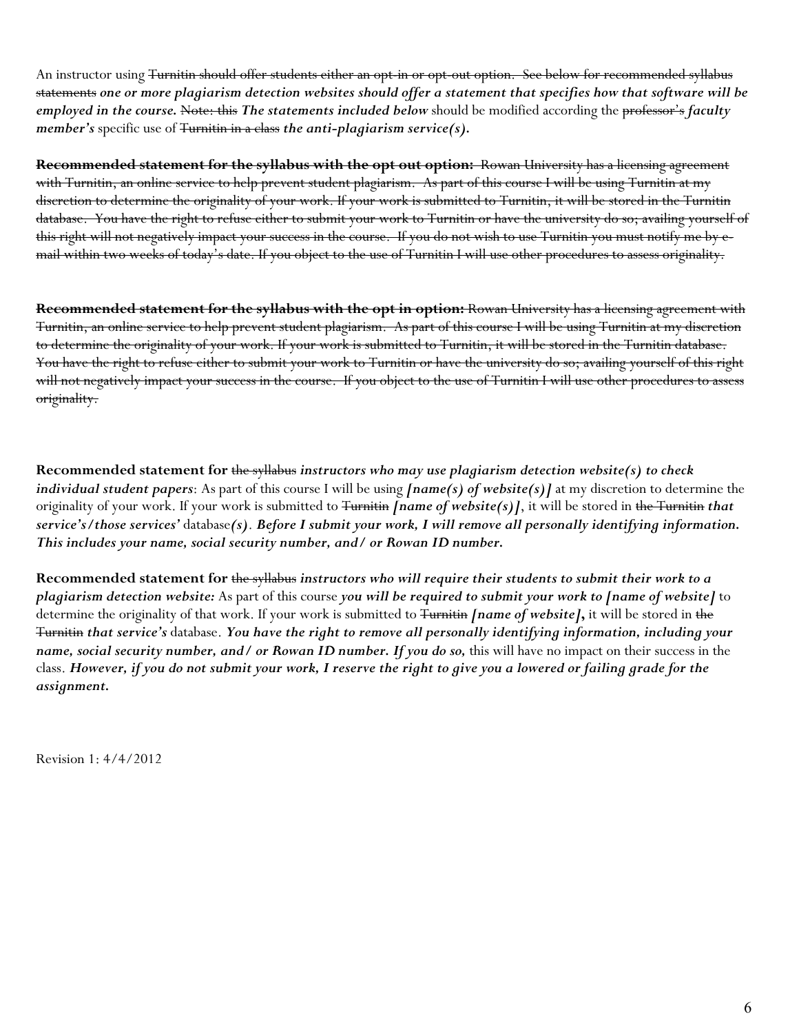An instructor using ~~Turnitin should offer students either an opt-in or opt-out option. See below for recommended syllabus statements~~ ***one or more plagiarism detection websites should offer a statement that specifies how that software will be employed in the course.*** ~~Note: this~~ ***The statements included below*** should be modified according the ~~professor's~~ ***faculty member's*** specific use of ~~Turnitin in a class~~ ***the anti-plagiarism service(s).***

~~**Recommended statement for the syllabus with the opt out option:** Rowan University has a licensing agreement with Turnitin, an online service to help prevent student plagiarism. As part of this course I will be using Turnitin at my discretion to determine the originality of your work. If your work is submitted to Turnitin, it will be stored in the Turnitin database. You have the right to refuse either to submit your work to Turnitin or have the university do so; availing yourself of this right will not negatively impact your success in the course. If you do not wish to use Turnitin you must notify me by e-mail within two weeks of today's date. If you object to the use of Turnitin I will use other procedures to assess originality.~~

~~**Recommended statement for the syllabus with the opt in option:** Rowan University has a licensing agreement with Turnitin, an online service to help prevent student plagiarism. As part of this course I will be using Turnitin at my discretion to determine the originality of your work. If your work is submitted to Turnitin, it will be stored in the Turnitin database. You have the right to refuse either to submit your work to Turnitin or have the university do so; availing yourself of this right will not negatively impact your success in the course. If you object to the use of Turnitin I will use other procedures to assess originality.~~

**Recommended statement for** ~~the syllabus~~ ***instructors who may use plagiarism detection website(s) to check individual student papers***: As part of this course I will be using ***[name(s) of website(s)]*** at my discretion to determine the originality of your work. If your work is submitted to ~~Turnitin~~ ***[name of website(s)]***, it will be stored in ~~the Turnitin~~ ***that service's/those services'*** database***(s)***. ***Before I submit your work, I will remove all personally identifying information. This includes your name, social security number, and/ or Rowan ID number.***

**Recommended statement for** ~~the syllabus~~ ***instructors who will require their students to submit their work to a plagiarism detection website:*** As part of this course ***you will be required to submit your work to [name of website]*** to determine the originality of that work. If your work is submitted to ~~Turnitin~~ ***[name of website],*** it will be stored in ~~the Turnitin~~ ***that service's*** database. ***You have the right to remove all personally identifying information, including your name, social security number, and/ or Rowan ID number. If you do so,*** this will have no impact on their success in the class. ***However, if you do not submit your work, I reserve the right to give you a lowered or failing grade for the assignment.***

Revision 1: 4/4/2012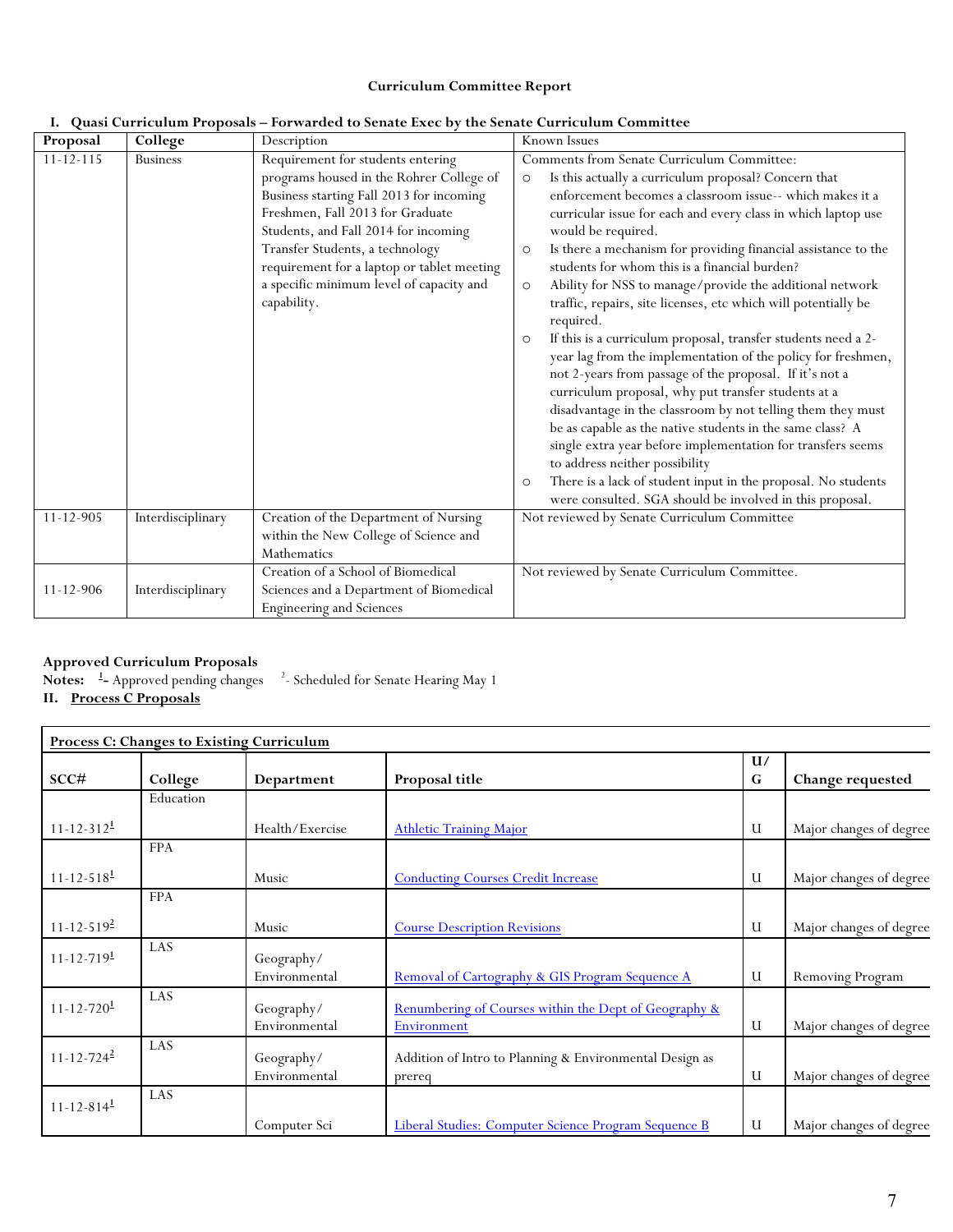**Curriculum Committee Report**

**I. Quasi Curriculum Proposals – Forwarded to Senate Exec by the Senate Curriculum Committee**

| Proposal | College | Description | Known Issues |
|---|---|---|---|
| 11-12-115 | Business | Requirement for students entering programs housed in the Rohrer College of Business starting Fall 2013 for incoming Freshmen, Fall 2013 for Graduate Students, and Fall 2014 for incoming Transfer Students, a technology requirement for a laptop or tablet meeting a specific minimum level of capacity and capability. | Comments from Senate Curriculum Committee:<br>○ Is this actually a curriculum proposal? Concern that enforcement becomes a classroom issue-- which makes it a curricular issue for each and every class in which laptop use would be required.<br>○ Is there a mechanism for providing financial assistance to the students for whom this is a financial burden?<br>○ Ability for NSS to manage/provide the additional network traffic, repairs, site licenses, etc which will potentially be required.<br>○ If this is a curriculum proposal, transfer students need a 2-year lag from the implementation of the policy for freshmen, not 2-years from passage of the proposal. If it's not a curriculum proposal, why put transfer students at a disadvantage in the classroom by not telling them they must be as capable as the native students in the same class? A single extra year before implementation for transfers seems to address neither possibility<br>○ There is a lack of student input in the proposal. No students were consulted. SGA should be involved in this proposal. |
| 11-12-905 | Interdisciplinary | Creation of the Department of Nursing within the New College of Science and Mathematics | Not reviewed by Senate Curriculum Committee |
| 11-12-906 | Interdisciplinary | Creation of a School of Biomedical Sciences and a Department of Biomedical Engineering and Sciences | Not reviewed by Senate Curriculum Committee. |

**Approved Curriculum Proposals**

**Notes:** [1]- Approved pending changes [2]- Scheduled for Senate Hearing May 1

**II. Process C Proposals**

**Process C: Changes to Existing Curriculum**

| SCC# | College | Department | Proposal title | U/G | Change requested |
|---|---|---|---|---|---|
| 11-12-312[1] | Education | Health/Exercise | Athletic Training Major | U | Major changes of degree |
| 11-12-518[1] | FPA | Music | Conducting Courses Credit Increase | U | Major changes of degree |
| 11-12-519[2] | FPA | Music | Course Description Revisions | U | Major changes of degree |
| 11-12-719[1] | LAS | Geography/ Environmental | Removal of Cartography & GIS Program Sequence A | U | Removing Program |
| 11-12-720[1] | LAS | Geography/ Environmental | Renumbering of Courses within the Dept of Geography & Environment | U | Major changes of degree |
| 11-12-724[2] | LAS | Geography/ Environmental | Addition of Intro to Planning & Environmental Design as prereq | U | Major changes of degree |
| 11-12-814[1] | LAS | Computer Sci | Liberal Studies: Computer Science Program Sequence B | U | Major changes of degree |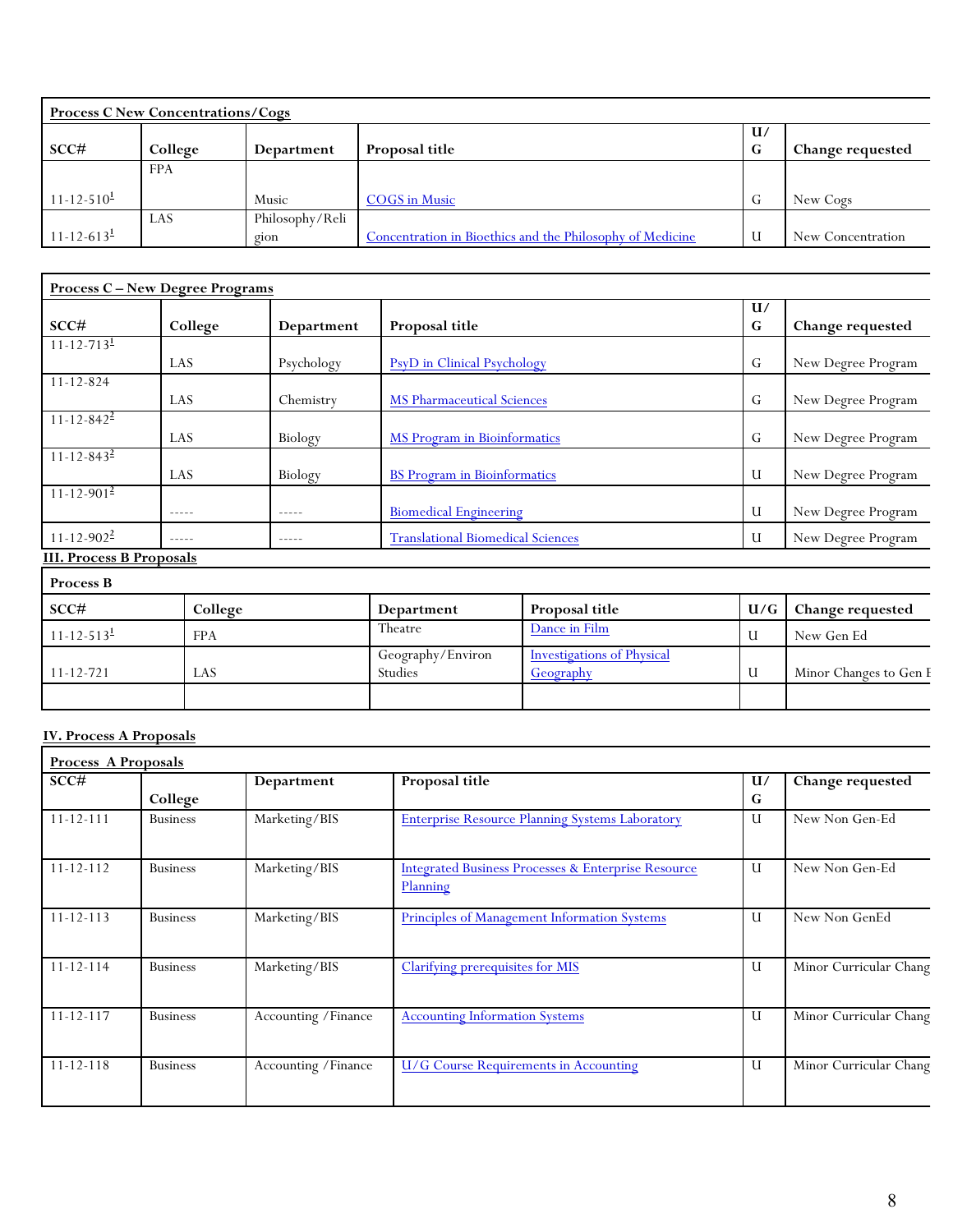| **Process C New Concentrations/Cogs** | | | | | |
|---|---|---|---|---|---|
| **SCC#** | **College** | **Department** | **Proposal title** | **U/G** | **Change requested** |
| 11-12-510[1] | FPA | Music | COGS in Music | G | New Cogs |
| 11-12-613[1] | LAS | Philosophy/Religion | Concentration in Bioethics and the Philosophy of Medicine | U | New Concentration |

| **Process C – New Degree Programs** | | | | | |
|---|---|---|---|---|---|
| **SCC#** | **College** | **Department** | **Proposal title** | **U/G** | **Change requested** |
| 11-12-713[1] | LAS | Psychology | PsyD in Clinical Psychology | G | New Degree Program |
| 11-12-824 | LAS | Chemistry | MS Pharmaceutical Sciences | G | New Degree Program |
| 11-12-842[2] | LAS | Biology | MS Program in Bioinformatics | G | New Degree Program |
| 11-12-843[2] | LAS | Biology | BS Program in Bioinformatics | U | New Degree Program |
| 11-12-901[2] | ----- | ----- | Biomedical Engineering | U | New Degree Program |
| 11-12-902[2] | ----- | ----- | Translational Biomedical Sciences | U | New Degree Program |

**III. Process B Proposals**

| **Process B** | | | | | |
|---|---|---|---|---|---|
| **SCC#** | **College** | **Department** | **Proposal title** | **U/G** | **Change requested** |
| 11-12-513[1] | FPA | Theatre | Dance in Film | U | New Gen Ed |
| 11-12-721 | LAS | Geography/Environ Studies | Investigations of Physical Geography | U | Minor Changes to Gen E |
| | | | | | |

**IV. Process A Proposals**

| **Process A Proposals** | | | | | |
|---|---|---|---|---|---|
| **SCC#** | **College** | **Department** | **Proposal title** | **U/G** | **Change requested** |
| 11-12-111 | Business | Marketing/BIS | Enterprise Resource Planning Systems Laboratory | U | New Non Gen-Ed |
| 11-12-112 | Business | Marketing/BIS | Integrated Business Processes & Enterprise Resource Planning | U | New Non Gen-Ed |
| 11-12-113 | Business | Marketing/BIS | Principles of Management Information Systems | U | New Non GenEd |
| 11-12-114 | Business | Marketing/BIS | Clarifying prerequisites for MIS | U | Minor Curricular Chang |
| 11-12-117 | Business | Accounting /Finance | Accounting Information Systems | U | Minor Curricular Chang |
| 11-12-118 | Business | Accounting /Finance | U/G Course Requirements in Accounting | U | Minor Curricular Chang |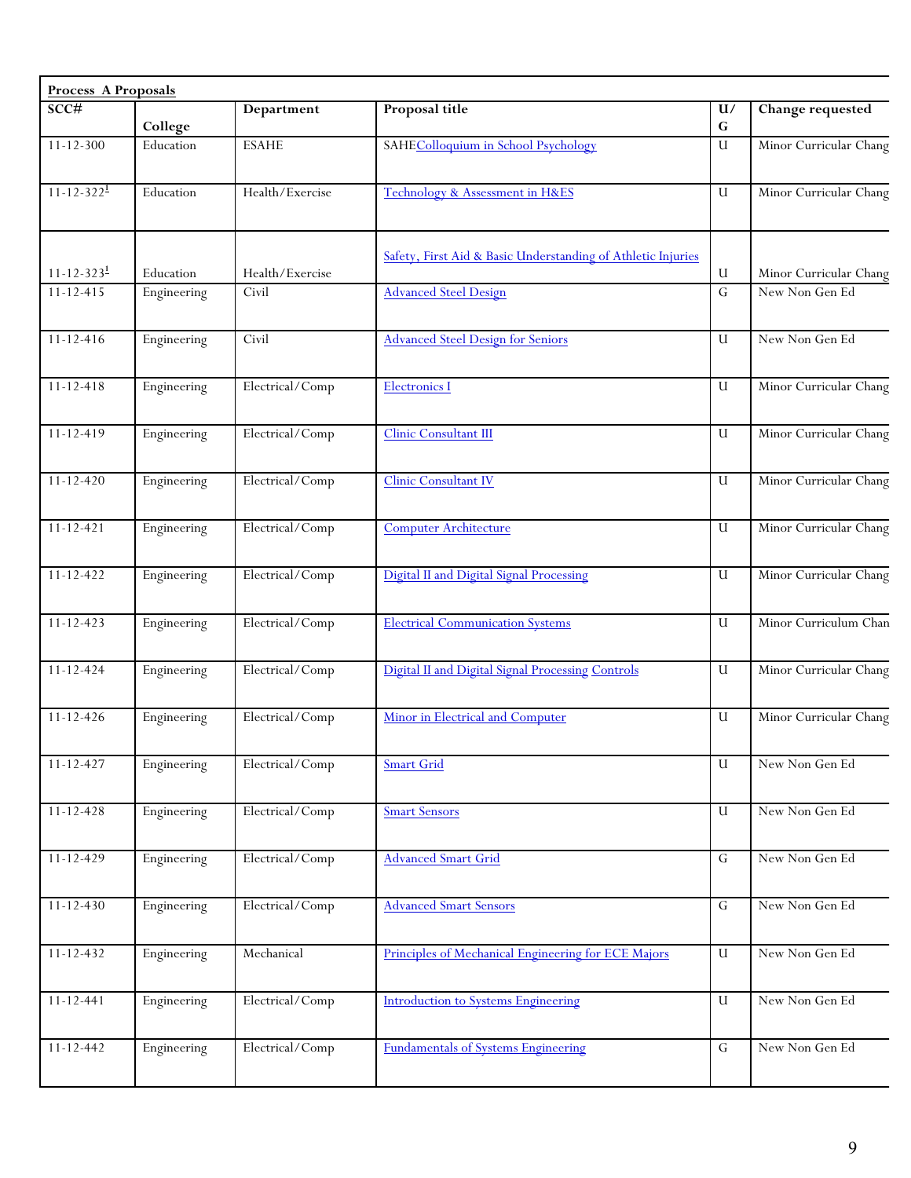| **Process A Proposals** | | | | | |
|---|---|---|---|---|---|
| **SCC#** | **College** | **Department** | **Proposal title** | **U/G** | **Change requested** |
| 11-12-300 | Education | ESAHE | SAHEColloquium in School Psychology | U | Minor Curricular Chang |
| 11-12-322[1] | Education | Health/Exercise | Technology & Assessment in H&ES | U | Minor Curricular Chang |
| 11-12-323[1] | Education | Health/Exercise | Safety, First Aid & Basic Understanding of Athletic Injuries | U | Minor Curricular Chang |
| 11-12-415 | Engineering | Civil | Advanced Steel Design | G | New Non Gen Ed |
| 11-12-416 | Engineering | Civil | Advanced Steel Design for Seniors | U | New Non Gen Ed |
| 11-12-418 | Engineering | Electrical/Comp | Electronics I | U | Minor Curricular Chang |
| 11-12-419 | Engineering | Electrical/Comp | Clinic Consultant III | U | Minor Curricular Chang |
| 11-12-420 | Engineering | Electrical/Comp | Clinic Consultant IV | U | Minor Curricular Chang |
| 11-12-421 | Engineering | Electrical/Comp | Computer Architecture | U | Minor Curricular Chang |
| 11-12-422 | Engineering | Electrical/Comp | Digital II and Digital Signal Processing | U | Minor Curricular Chang |
| 11-12-423 | Engineering | Electrical/Comp | Electrical Communication Systems | U | Minor Curriculum Chan |
| 11-12-424 | Engineering | Electrical/Comp | Digital II and Digital Signal Processing Controls | U | Minor Curricular Chang |
| 11-12-426 | Engineering | Electrical/Comp | Minor in Electrical and Computer | U | Minor Curricular Chang |
| 11-12-427 | Engineering | Electrical/Comp | Smart Grid | U | New Non Gen Ed |
| 11-12-428 | Engineering | Electrical/Comp | Smart Sensors | U | New Non Gen Ed |
| 11-12-429 | Engineering | Electrical/Comp | Advanced Smart Grid | G | New Non Gen Ed |
| 11-12-430 | Engineering | Electrical/Comp | Advanced Smart Sensors | G | New Non Gen Ed |
| 11-12-432 | Engineering | Mechanical | Principles of Mechanical Engineering for ECE Majors | U | New Non Gen Ed |
| 11-12-441 | Engineering | Electrical/Comp | Introduction to Systems Engineering | U | New Non Gen Ed |
| 11-12-442 | Engineering | Electrical/Comp | Fundamentals of Systems Engineering | G | New Non Gen Ed |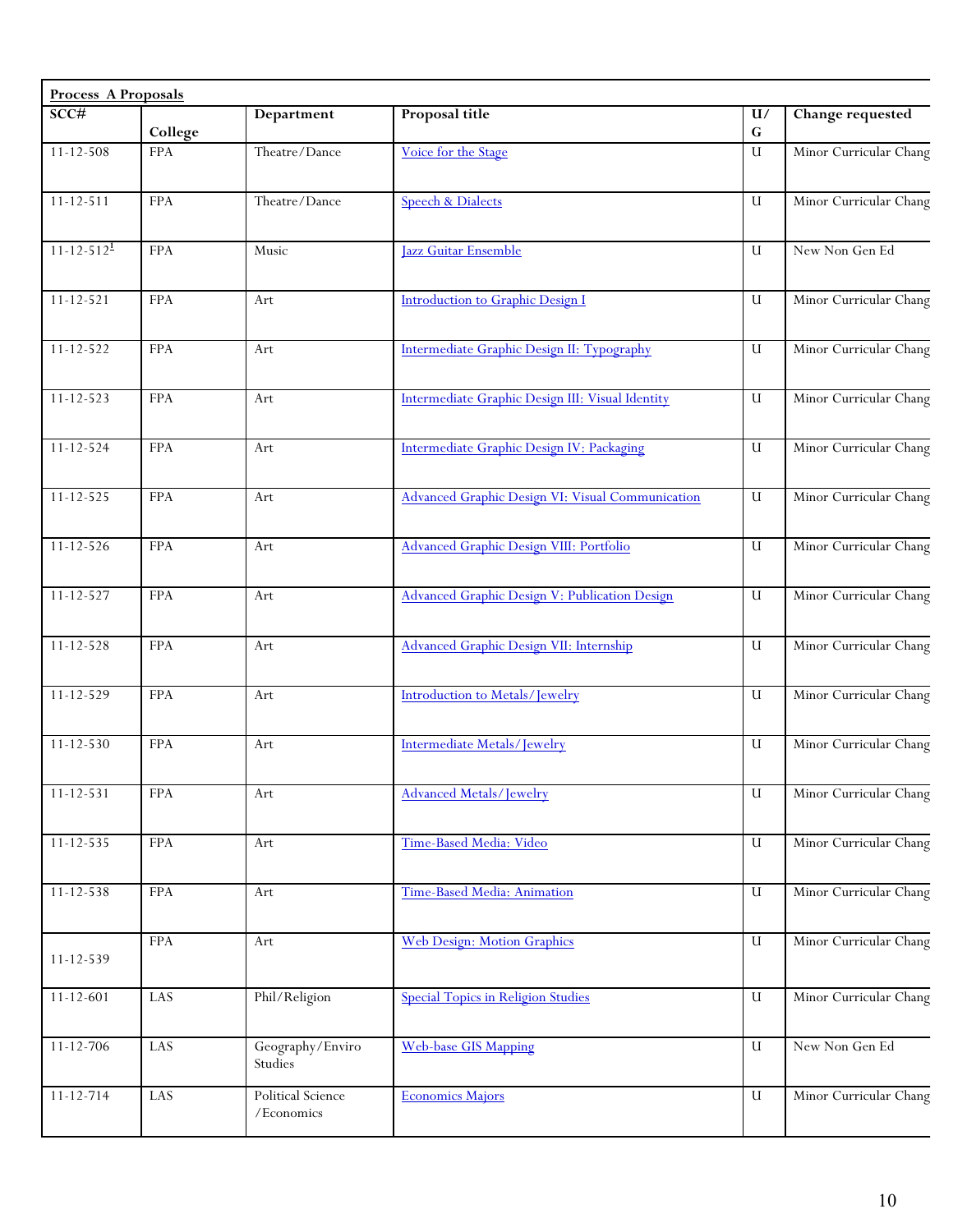| Process A Proposals | | | | | |
|---|---|---|---|---|---|
| SCC# | College | Department | Proposal title | U/G | Change requested |
| 11-12-508 | FPA | Theatre/Dance | Voice for the Stage | U | Minor Curricular Chang |
| 11-12-511 | FPA | Theatre/Dance | Speech & Dialects | U | Minor Curricular Chang |
| 11-12-512[1] | FPA | Music | Jazz Guitar Ensemble | U | New Non Gen Ed |
| 11-12-521 | FPA | Art | Introduction to Graphic Design I | U | Minor Curricular Chang |
| 11-12-522 | FPA | Art | Intermediate Graphic Design II: Typography | U | Minor Curricular Chang |
| 11-12-523 | FPA | Art | Intermediate Graphic Design III: Visual Identity | U | Minor Curricular Chang |
| 11-12-524 | FPA | Art | Intermediate Graphic Design IV: Packaging | U | Minor Curricular Chang |
| 11-12-525 | FPA | Art | Advanced Graphic Design VI: Visual Communication | U | Minor Curricular Chang |
| 11-12-526 | FPA | Art | Advanced Graphic Design VIII: Portfolio | U | Minor Curricular Chang |
| 11-12-527 | FPA | Art | Advanced Graphic Design V: Publication Design | U | Minor Curricular Chang |
| 11-12-528 | FPA | Art | Advanced Graphic Design VII: Internship | U | Minor Curricular Chang |
| 11-12-529 | FPA | Art | Introduction to Metals/Jewelry | U | Minor Curricular Chang |
| 11-12-530 | FPA | Art | Intermediate Metals/Jewelry | U | Minor Curricular Chang |
| 11-12-531 | FPA | Art | Advanced Metals/Jewelry | U | Minor Curricular Chang |
| 11-12-535 | FPA | Art | Time-Based Media: Video | U | Minor Curricular Chang |
| 11-12-538 | FPA | Art | Time-Based Media: Animation | U | Minor Curricular Chang |
| 11-12-539 | FPA | Art | Web Design: Motion Graphics | U | Minor Curricular Chang |
| 11-12-601 | LAS | Phil/Religion | Special Topics in Religion Studies | U | Minor Curricular Chang |
| 11-12-706 | LAS | Geography/Enviro Studies | Web-base GIS Mapping | U | New Non Gen Ed |
| 11-12-714 | LAS | Political Science /Economics | Economics Majors | U | Minor Curricular Chang |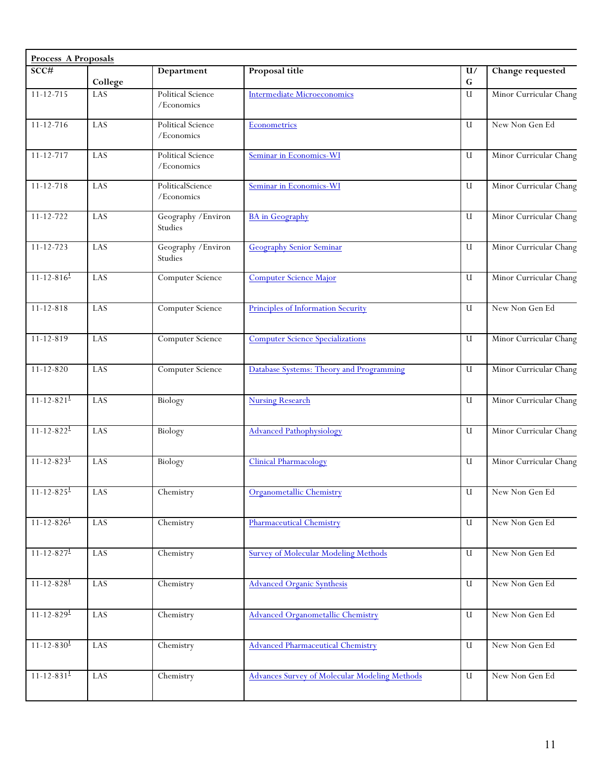**Process A Proposals**

| SCC# | College | Department | Proposal title | U/G | Change requested |
|---|---|---|---|---|---|
| 11-12-715 | LAS | Political Science /Economics | Intermediate Microeconomics | U | Minor Curricular Chang |
| 11-12-716 | LAS | Political Science /Economics | Econometrics | U | New Non Gen Ed |
| 11-12-717 | LAS | Political Science /Economics | Seminar in Economics-WI | U | Minor Curricular Chang |
| 11-12-718 | LAS | PoliticalScience /Economics | Seminar in Economics-WI | U | Minor Curricular Chang |
| 11-12-722 | LAS | Geography /Environ Studies | BA in Geography | U | Minor Curricular Chang |
| 11-12-723 | LAS | Geography /Environ Studies | Geography Senior Seminar | U | Minor Curricular Chang |
| 11-12-816[1] | LAS | Computer Science | Computer Science Major | U | Minor Curricular Chang |
| 11-12-818 | LAS | Computer Science | Principles of Information Security | U | New Non Gen Ed |
| 11-12-819 | LAS | Computer Science | Computer Science Specializations | U | Minor Curricular Chang |
| 11-12-820 | LAS | Computer Science | Database Systems: Theory and Programming | U | Minor Curricular Chang |
| 11-12-821[1] | LAS | Biology | Nursing Research | U | Minor Curricular Chang |
| 11-12-822[1] | LAS | Biology | Advanced Pathophysiology | U | Minor Curricular Chang |
| 11-12-823[1] | LAS | Biology | Clinical Pharmacology | U | Minor Curricular Chang |
| 11-12-825[1] | LAS | Chemistry | Organometallic Chemistry | U | New Non Gen Ed |
| 11-12-826[1] | LAS | Chemistry | Pharmaceutical Chemistry | U | New Non Gen Ed |
| 11-12-827[1] | LAS | Chemistry | Survey of Molecular Modeling Methods | U | New Non Gen Ed |
| 11-12-828[1] | LAS | Chemistry | Advanced Organic Synthesis | U | New Non Gen Ed |
| 11-12-829[1] | LAS | Chemistry | Advanced Organometallic Chemistry | U | New Non Gen Ed |
| 11-12-830[1] | LAS | Chemistry | Advanced Pharmaceutical Chemistry | U | New Non Gen Ed |
| 11-12-831[1] | LAS | Chemistry | Advances Survey of Molecular Modeling Methods | U | New Non Gen Ed |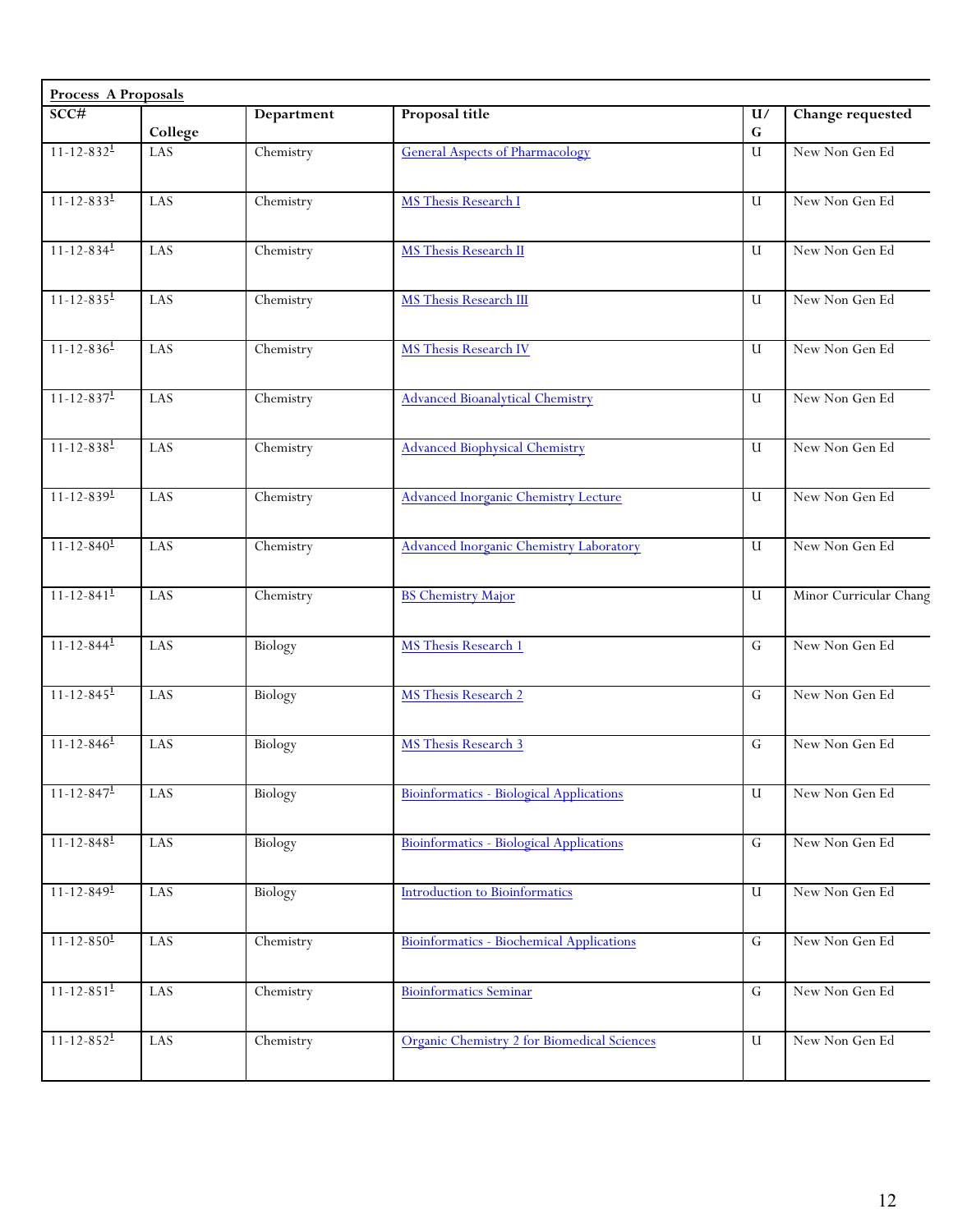| **Process A Proposals** | | | | | |
|---|---|---|---|---|---|
| **SCC#** | **College** | **Department** | **Proposal title** | **U/G** | **Change requested** |
| 11-12-832[1] | LAS | Chemistry | General Aspects of Pharmacology | U | New Non Gen Ed |
| 11-12-833[1] | LAS | Chemistry | MS Thesis Research I | U | New Non Gen Ed |
| 11-12-834[1] | LAS | Chemistry | MS Thesis Research II | U | New Non Gen Ed |
| 11-12-835[1] | LAS | Chemistry | MS Thesis Research III | U | New Non Gen Ed |
| 11-12-836[1] | LAS | Chemistry | MS Thesis Research IV | U | New Non Gen Ed |
| 11-12-837[1] | LAS | Chemistry | Advanced Bioanalytical Chemistry | U | New Non Gen Ed |
| 11-12-838[1] | LAS | Chemistry | Advanced Biophysical Chemistry | U | New Non Gen Ed |
| 11-12-839[1] | LAS | Chemistry | Advanced Inorganic Chemistry Lecture | U | New Non Gen Ed |
| 11-12-840[1] | LAS | Chemistry | Advanced Inorganic Chemistry Laboratory | U | New Non Gen Ed |
| 11-12-841[1] | LAS | Chemistry | BS Chemistry Major | U | Minor Curricular Chang |
| 11-12-844[1] | LAS | Biology | MS Thesis Research 1 | G | New Non Gen Ed |
| 11-12-845[1] | LAS | Biology | MS Thesis Research 2 | G | New Non Gen Ed |
| 11-12-846[1] | LAS | Biology | MS Thesis Research 3 | G | New Non Gen Ed |
| 11-12-847[1] | LAS | Biology | Bioinformatics - Biological Applications | U | New Non Gen Ed |
| 11-12-848[1] | LAS | Biology | Bioinformatics - Biological Applications | G | New Non Gen Ed |
| 11-12-849[1] | LAS | Biology | Introduction to Bioinformatics | U | New Non Gen Ed |
| 11-12-850[1] | LAS | Chemistry | Bioinformatics - Biochemical Applications | G | New Non Gen Ed |
| 11-12-851[1] | LAS | Chemistry | Bioinformatics Seminar | G | New Non Gen Ed |
| 11-12-852[1] | LAS | Chemistry | Organic Chemistry 2 for Biomedical Sciences | U | New Non Gen Ed |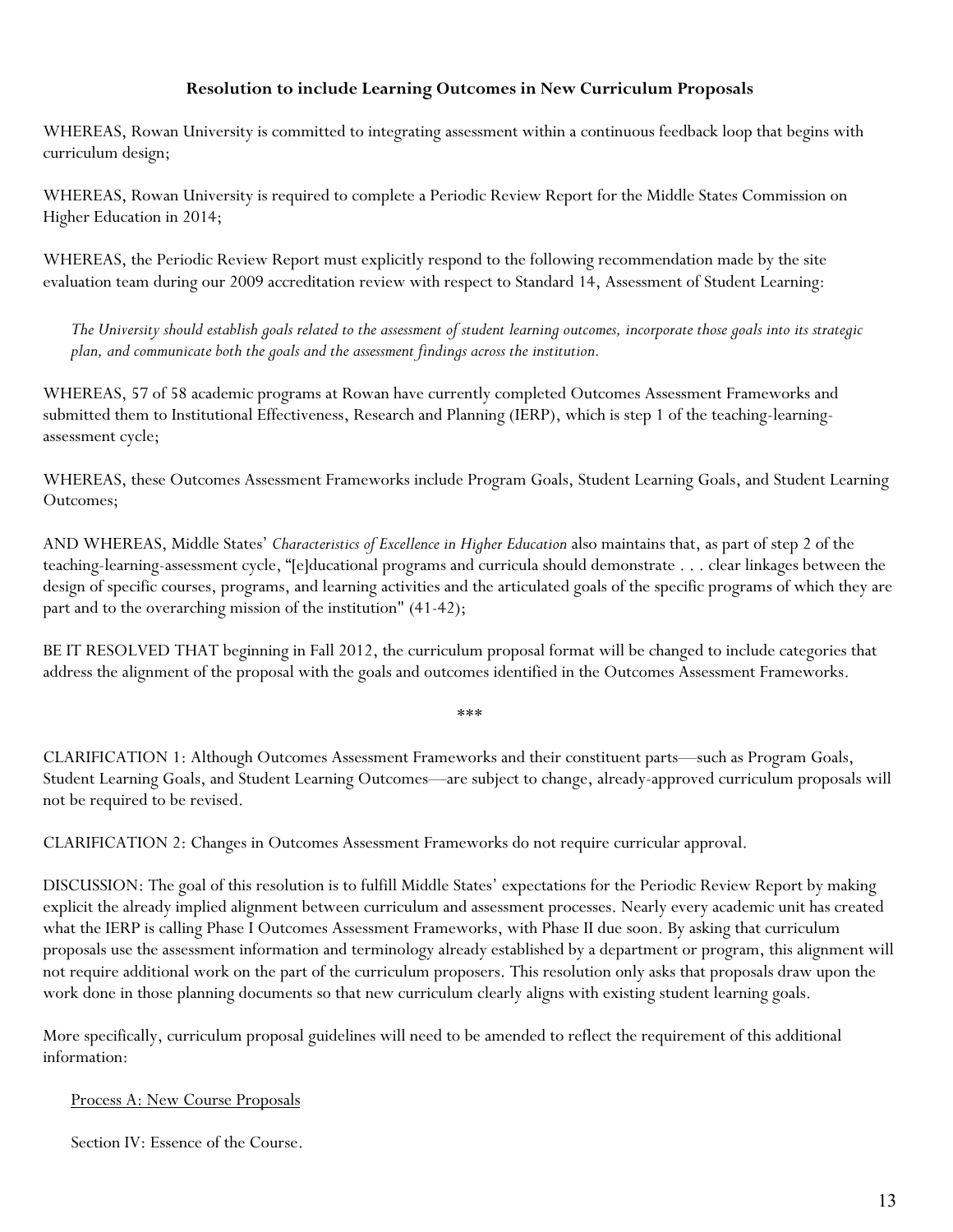**Resolution to include Learning Outcomes in New Curriculum Proposals**

WHEREAS, Rowan University is committed to integrating assessment within a continuous feedback loop that begins with curriculum design;

WHEREAS, Rowan University is required to complete a Periodic Review Report for the Middle States Commission on Higher Education in 2014;

WHEREAS, the Periodic Review Report must explicitly respond to the following recommendation made by the site evaluation team during our 2009 accreditation review with respect to Standard 14, Assessment of Student Learning:

> *The University should establish goals related to the assessment of student learning outcomes, incorporate those goals into its strategic plan, and communicate both the goals and the assessment findings across the institution.*

WHEREAS, 57 of 58 academic programs at Rowan have currently completed Outcomes Assessment Frameworks and submitted them to Institutional Effectiveness, Research and Planning (IERP), which is step 1 of the teaching-learning-assessment cycle;

WHEREAS, these Outcomes Assessment Frameworks include Program Goals, Student Learning Goals, and Student Learning Outcomes;

AND WHEREAS, Middle States' *Characteristics of Excellence in Higher Education* also maintains that, as part of step 2 of the teaching-learning-assessment cycle, "[e]ducational programs and curricula should demonstrate . . . clear linkages between the design of specific courses, programs, and learning activities and the articulated goals of the specific programs of which they are part and to the overarching mission of the institution" (41-42);

BE IT RESOLVED THAT beginning in Fall 2012, the curriculum proposal format will be changed to include categories that address the alignment of the proposal with the goals and outcomes identified in the Outcomes Assessment Frameworks.

\*\*\*

CLARIFICATION 1: Although Outcomes Assessment Frameworks and their constituent parts—such as Program Goals, Student Learning Goals, and Student Learning Outcomes—are subject to change, already-approved curriculum proposals will not be required to be revised.

CLARIFICATION 2: Changes in Outcomes Assessment Frameworks do not require curricular approval.

DISCUSSION: The goal of this resolution is to fulfill Middle States' expectations for the Periodic Review Report by making explicit the already implied alignment between curriculum and assessment processes. Nearly every academic unit has created what the IERP is calling Phase I Outcomes Assessment Frameworks, with Phase II due soon. By asking that curriculum proposals use the assessment information and terminology already established by a department or program, this alignment will not require additional work on the part of the curriculum proposers. This resolution only asks that proposals draw upon the work done in those planning documents so that new curriculum clearly aligns with existing student learning goals.

More specifically, curriculum proposal guidelines will need to be amended to reflect the requirement of this additional information:

Process A: New Course Proposals

Section IV: Essence of the Course.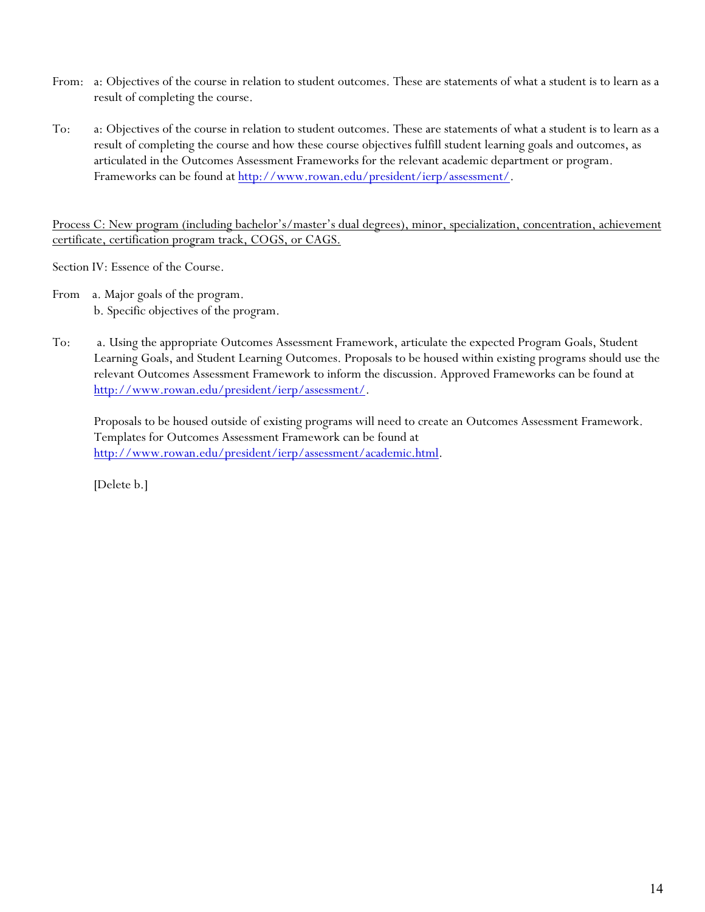From: a: Objectives of the course in relation to student outcomes. These are statements of what a student is to learn as a result of completing the course.

To: a: Objectives of the course in relation to student outcomes. These are statements of what a student is to learn as a result of completing the course and how these course objectives fulfill student learning goals and outcomes, as articulated in the Outcomes Assessment Frameworks for the relevant academic department or program. Frameworks can be found at [http://www.rowan.edu/president/ierp/assessment/](http://www.rowan.edu/president/ierp/assessment/).

<u>Process C: New program (including bachelor's/master's dual degrees), minor, specialization, concentration, achievement certificate, certification program track, COGS, or CAGS.</u>

Section IV: Essence of the Course.

From a. Major goals of the program.
b. Specific objectives of the program.

To: a. Using the appropriate Outcomes Assessment Framework, articulate the expected Program Goals, Student Learning Goals, and Student Learning Outcomes. Proposals to be housed within existing programs should use the relevant Outcomes Assessment Framework to inform the discussion. Approved Frameworks can be found at [http://www.rowan.edu/president/ierp/assessment/](http://www.rowan.edu/president/ierp/assessment/).

Proposals to be housed outside of existing programs will need to create an Outcomes Assessment Framework. Templates for Outcomes Assessment Framework can be found at [http://www.rowan.edu/president/ierp/assessment/academic.html](http://www.rowan.edu/president/ierp/assessment/academic.html).

[Delete b.]